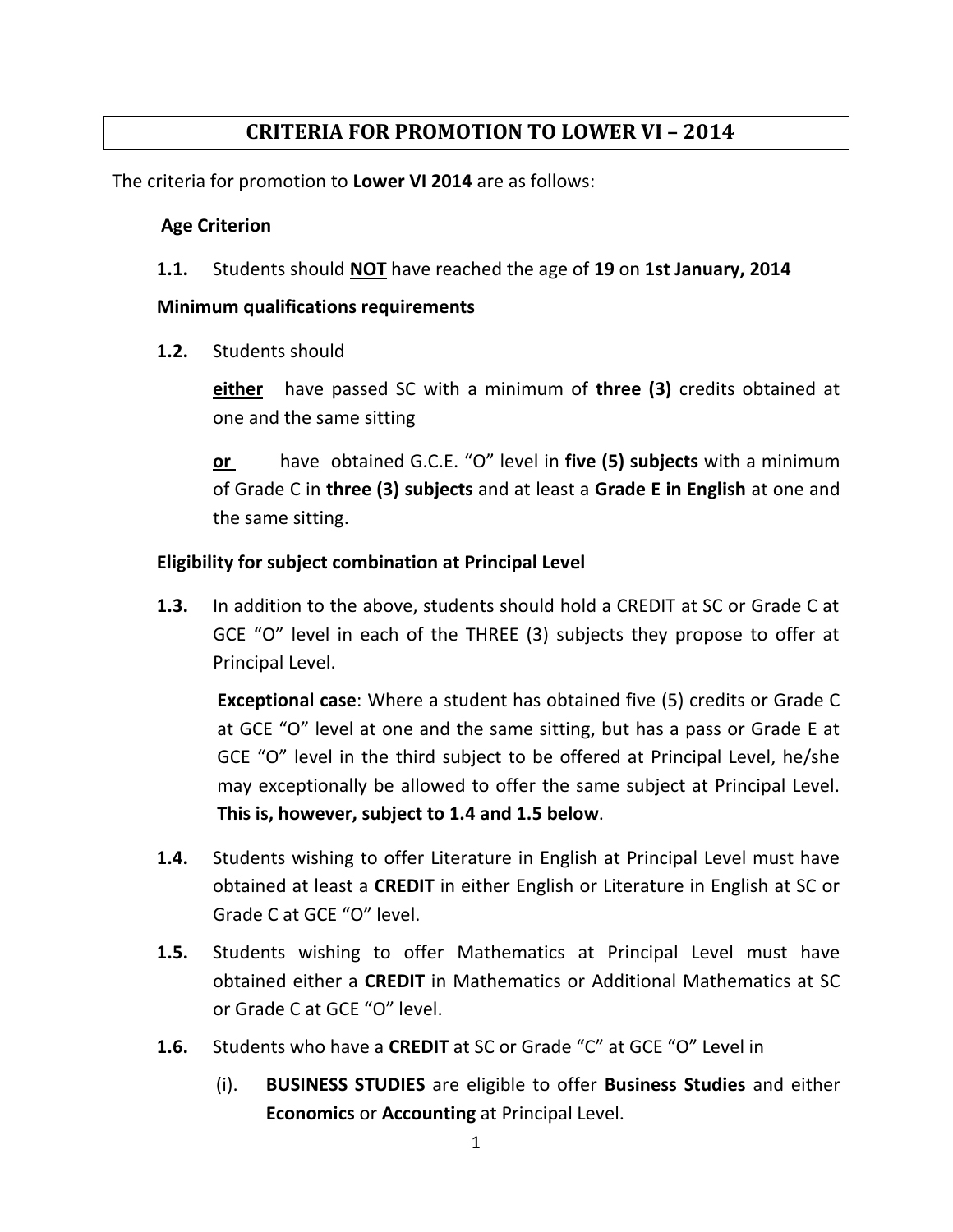# CRITERIA FOR PROMOTION TO LOWER VI – 2014

The criteria for promotion to **Lower VI 2014** are as follows:

**Age Criterion**

**1.1.** Students should **<u>NOT</u>** have reached the age of **19** on **1st January, 2014**

**Minimum qualifications requirements**

**1.2.** Students should

**<u>either</u>** have passed SC with a minimum of **three (3)** credits obtained at one and the same sitting

**<u>or</u>** have obtained G.C.E. "O" level in **five (5) subjects** with a minimum of Grade C in **three (3) subjects** and at least a **Grade E in English** at one and the same sitting.

**Eligibility for subject combination at Principal Level**

**1.3.** In addition to the above, students should hold a CREDIT at SC or Grade C at GCE "O" level in each of the THREE (3) subjects they propose to offer at Principal Level.

**Exceptional case**: Where a student has obtained five (5) credits or Grade C at GCE "O" level at one and the same sitting, but has a pass or Grade E at GCE "O" level in the third subject to be offered at Principal Level, he/she may exceptionally be allowed to offer the same subject at Principal Level. **This is, however, subject to 1.4 and 1.5 below**.

**1.4.** Students wishing to offer Literature in English at Principal Level must have obtained at least a **CREDIT** in either English or Literature in English at SC or Grade C at GCE "O" level.

**1.5.** Students wishing to offer Mathematics at Principal Level must have obtained either a **CREDIT** in Mathematics or Additional Mathematics at SC or Grade C at GCE "O" level.

**1.6.** Students who have a **CREDIT** at SC or Grade "C" at GCE "O" Level in

(i). **BUSINESS STUDIES** are eligible to offer **Business Studies** and either **Economics** or **Accounting** at Principal Level.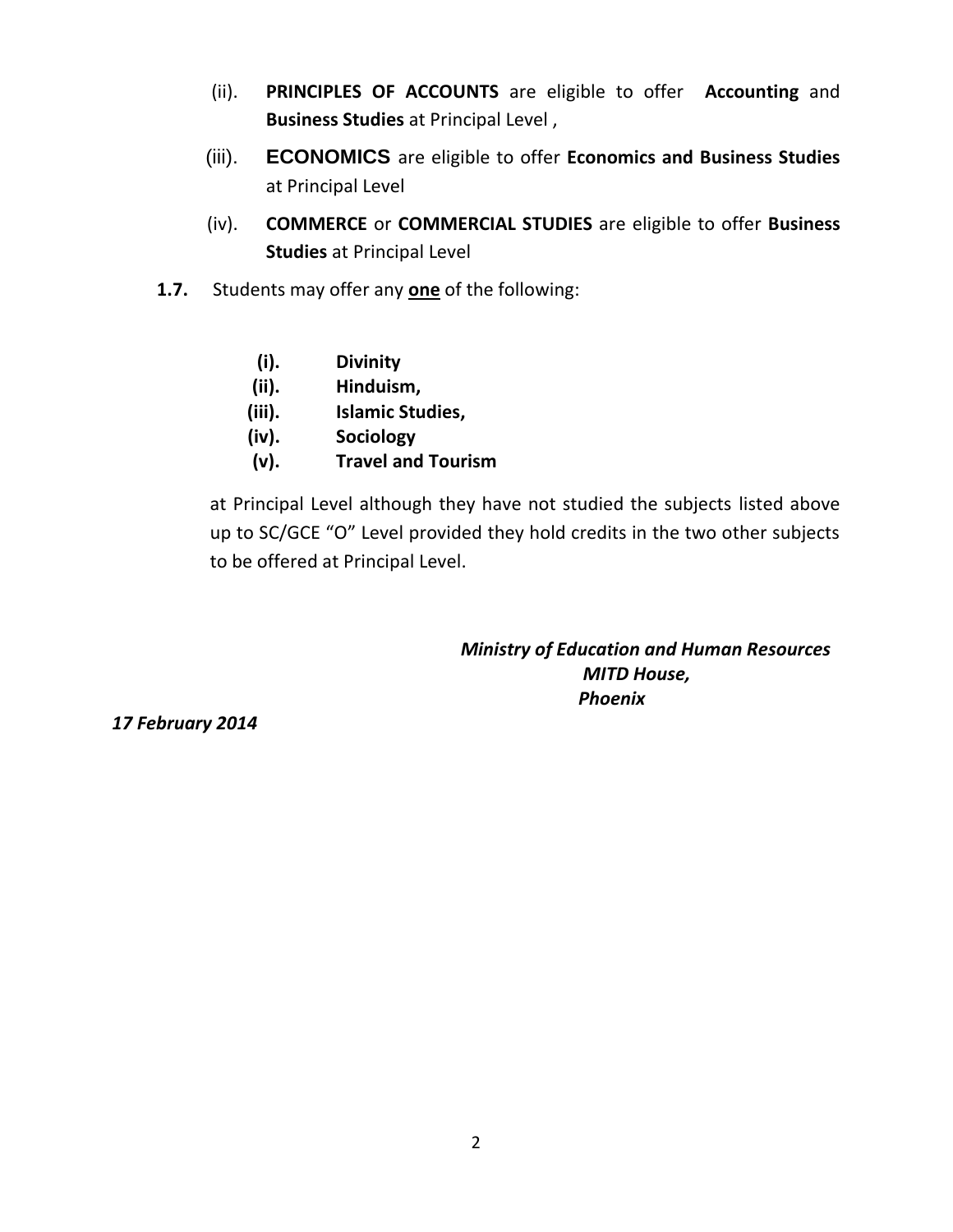(ii). **PRINCIPLES OF ACCOUNTS** are eligible to offer **Accounting** and **Business Studies** at Principal Level ,

(iii). **ECONOMICS** are eligible to offer **Economics and Business Studies** at Principal Level

(iv). **COMMERCE** or **COMMERCIAL STUDIES** are eligible to offer **Business Studies** at Principal Level

**1.7.** Students may offer any **<u>one</u>** of the following:

**(i). Divinity**
**(ii). Hinduism,**
**(iii). Islamic Studies,**
**(iv). Sociology**
**(v). Travel and Tourism**

at Principal Level although they have not studied the subjects listed above up to SC/GCE "O" Level provided they hold credits in the two other subjects to be offered at Principal Level.

***Ministry of Education and Human Resources***
***MITD House,***
***Phoenix***

***17 February 2014***